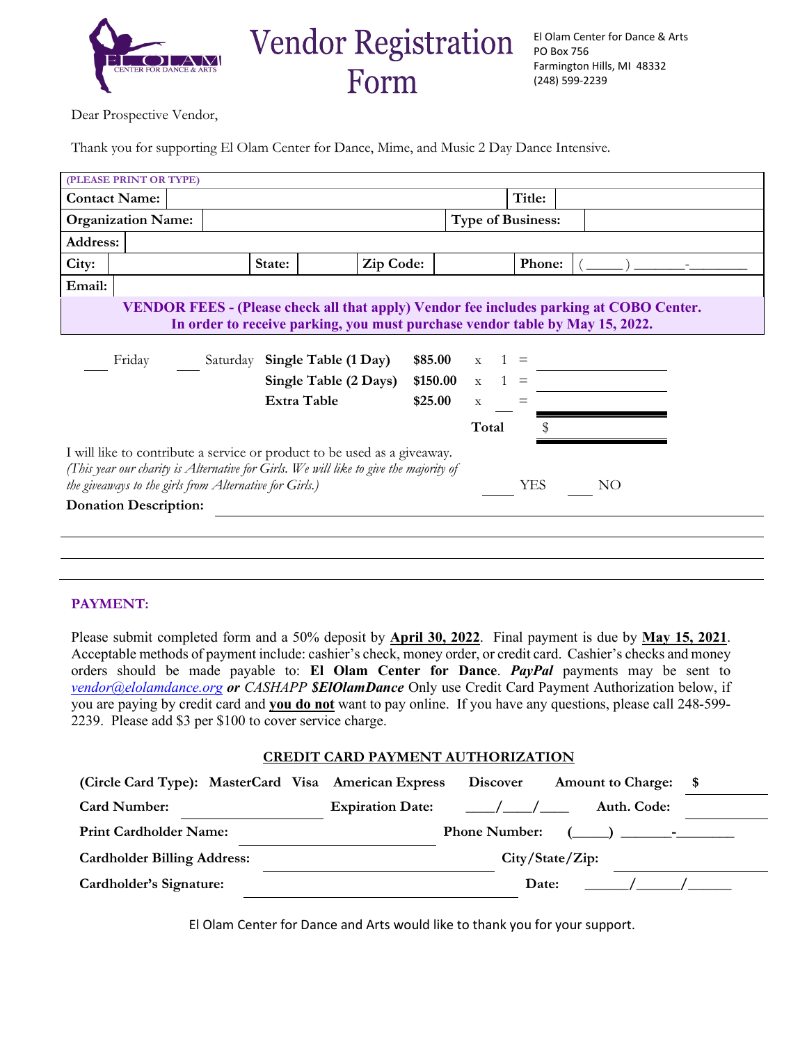# Vendor Registration Form

El Olam Center for Dance & Arts
PO Box 756
Farmington Hills, MI 48332
(248) 599-2239

Dear Prospective Vendor,

Thank you for supporting El Olam Center for Dance, Mime, and Music 2 Day Dance Intensive.

| (PLEASE PRINT OR TYPE) | | | | | | | |
|---|---|---|---|---|---|---|---|
| **Contact Name:** | | | | | | **Title:** | |
| **Organization Name:** | | | | | | **Type of Business:** | |
| **Address:** | | | | | | | |
| **City:** | | **State:** | | **Zip Code:** | | **Phone:** | (_____ ) _______-________ |
| **Email:** | | | | | | | |

**VENDOR FEES - (Please check all that apply) Vendor fee includes parking at COBO Center. In order to receive parking, you must purchase vendor table by May 15, 2022.**

| | | | | | | |
|---|---|---|---|---|---|---|
| ___ Friday | ___ Saturday | **Single Table (1 Day)** | **$85.00** | x | 1 | = ________ |
| | | **Single Table (2 Days)** | **$150.00** | x | 1 | = ________ |
| | | **Extra Table** | **$25.00** | x | ___ | = ________ |
| | | | | **Total** | | $ ________ |

I will like to contribute a service or product to be used as a giveaway.
*(This year our charity is Alternative for Girls. We will like to give the majority of the giveaways to the girls from Alternative for Girls.)* ____ YES ____ NO

**Donation Description:** ______________________________________________

______________________________________________

______________________________________________

______________________________________________

**PAYMENT:**

Please submit completed form and a 50% deposit by **<u>April 30, 2022</u>**. Final payment is due by **<u>May 15, 2021</u>**. Acceptable methods of payment include: cashier's check, money order, or credit card. Cashier's checks and money orders should be made payable to: **El Olam Center for Dance**. ***PayPal*** payments may be sent to *vendor@elolamdance.org* ***or*** *CASHAPP* ***$ElOlamDance*** Only use Credit Card Payment Authorization below, if you are paying by credit card and **<u>you do not</u>** want to pay online. If you have any questions, please call 248-599-2239. Please add $3 per $100 to cover service charge.

**<u>CREDIT CARD PAYMENT AUTHORIZATION</u>**

**(Circle Card Type): MasterCard Visa American Express Discover** **Amount to Charge: $** ________

**Card Number:** ________________ **Expiration Date:** ____/____/____ **Auth. Code:** ________

**Print Cardholder Name:** ________________ **Phone Number:** (_____) _______-________

**Cardholder Billing Address:** ________________ **City/State/Zip:** ________________

**Cardholder's Signature:** ________________ **Date:** ______/______/______

El Olam Center for Dance and Arts would like to thank you for your support.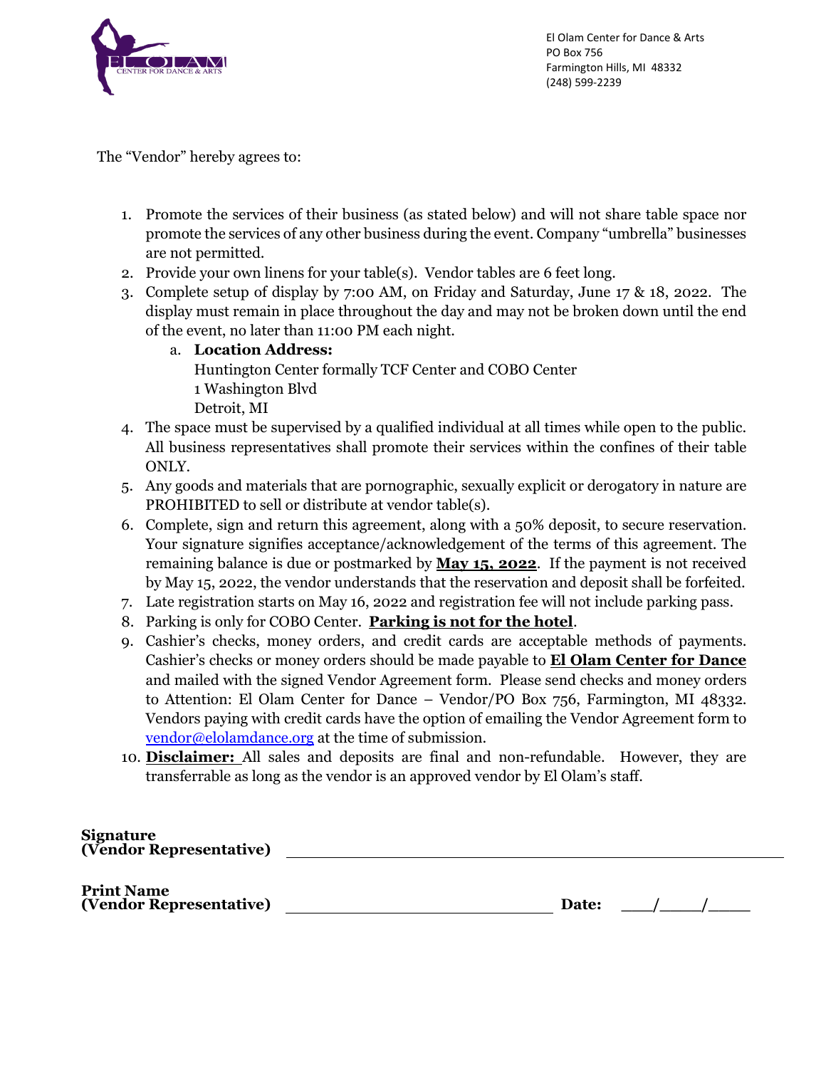El Olam Center for Dance & Arts
PO Box 756
Farmington Hills, MI 48332
(248) 599-2239

The "Vendor" hereby agrees to:

1. Promote the services of their business (as stated below) and will not share table space nor promote the services of any other business during the event. Company "umbrella" businesses are not permitted.
2. Provide your own linens for your table(s). Vendor tables are 6 feet long.
3. Complete setup of display by 7:00 AM, on Friday and Saturday, June 17 & 18, 2022. The display must remain in place throughout the day and may not be broken down until the end of the event, no later than 11:00 PM each night.
   a. **Location Address:**
      Huntington Center formally TCF Center and COBO Center
      1 Washington Blvd
      Detroit, MI
4. The space must be supervised by a qualified individual at all times while open to the public. All business representatives shall promote their services within the confines of their table ONLY.
5. Any goods and materials that are pornographic, sexually explicit or derogatory in nature are PROHIBITED to sell or distribute at vendor table(s).
6. Complete, sign and return this agreement, along with a 50% deposit, to secure reservation. Your signature signifies acceptance/acknowledgement of the terms of this agreement. The remaining balance is due or postmarked by **May 15, 2022**. If the payment is not received by May 15, 2022, the vendor understands that the reservation and deposit shall be forfeited.
7. Late registration starts on May 16, 2022 and registration fee will not include parking pass.
8. Parking is only for COBO Center. **Parking is not for the hotel**.
9. Cashier's checks, money orders, and credit cards are acceptable methods of payments. Cashier's checks or money orders should be made payable to **El Olam Center for Dance** and mailed with the signed Vendor Agreement form. Please send checks and money orders to Attention: El Olam Center for Dance – Vendor/PO Box 756, Farmington, MI 48332. Vendors paying with credit cards have the option of emailing the Vendor Agreement form to vendor@elolamdance.org at the time of submission.
10. **Disclaimer:** All sales and deposits are final and non-refundable. However, they are transferrable as long as the vendor is an approved vendor by El Olam's staff.

**Signature (Vendor Representative)** ______________________________

**Print Name (Vendor Representative)** ______________________ **Date:** ___/____/____